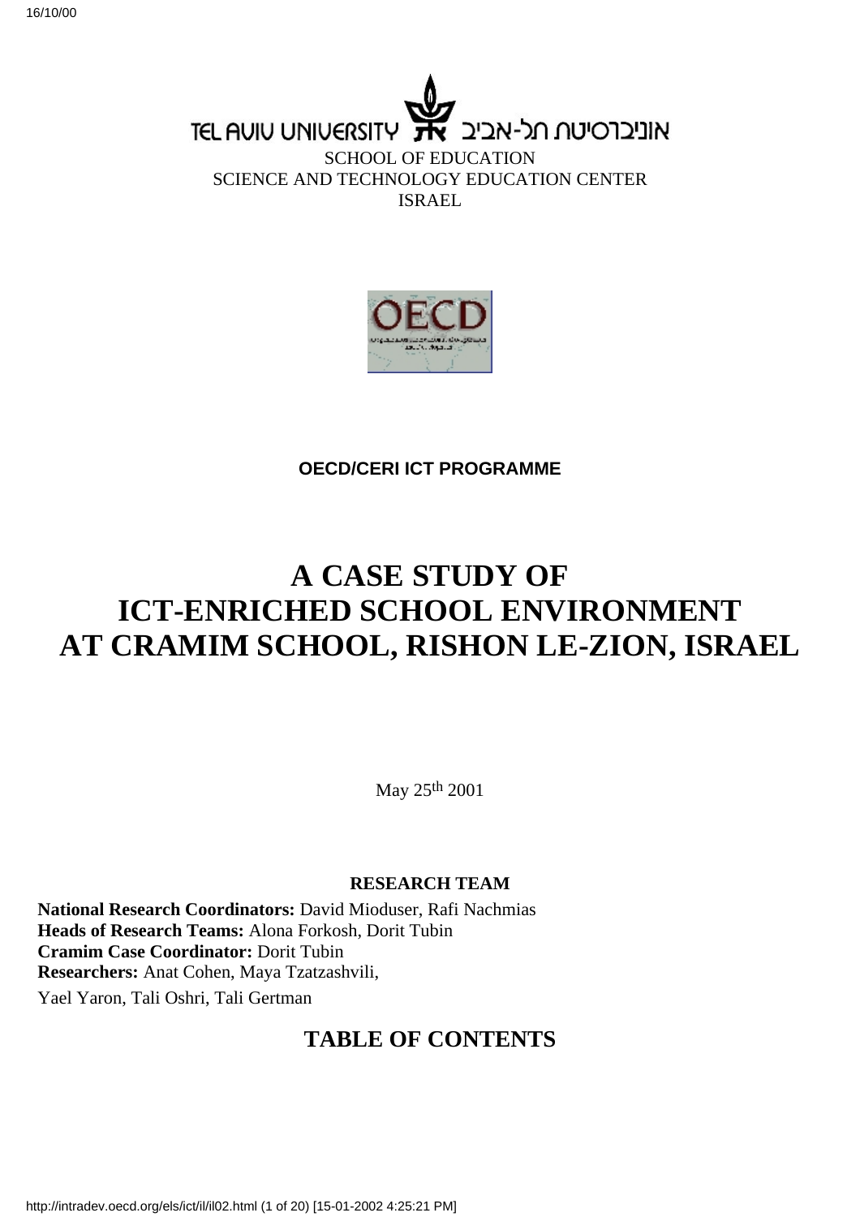TEL AVIU UNIVERSITY אוניברסיטת תל-אביב

SCHOOL OF EDUCATION
SCIENCE AND TECHNOLOGY EDUCATION CENTER
ISRAEL

**OECD/CERI ICT PROGRAMME**

# A CASE STUDY OF ICT-ENRICHED SCHOOL ENVIRONMENT AT CRAMIM SCHOOL, RISHON LE-ZION, ISRAEL

May 25th 2001

**RESEARCH TEAM**

**National Research Coordinators:** David Mioduser, Rafi Nachmias
**Heads of Research Teams:** Alona Forkosh, Dorit Tubin
**Cramim Case Coordinator:** Dorit Tubin
**Researchers:** Anat Cohen, Maya Tzatzashvili,
Yael Yaron, Tali Oshri, Tali Gertman

## TABLE OF CONTENTS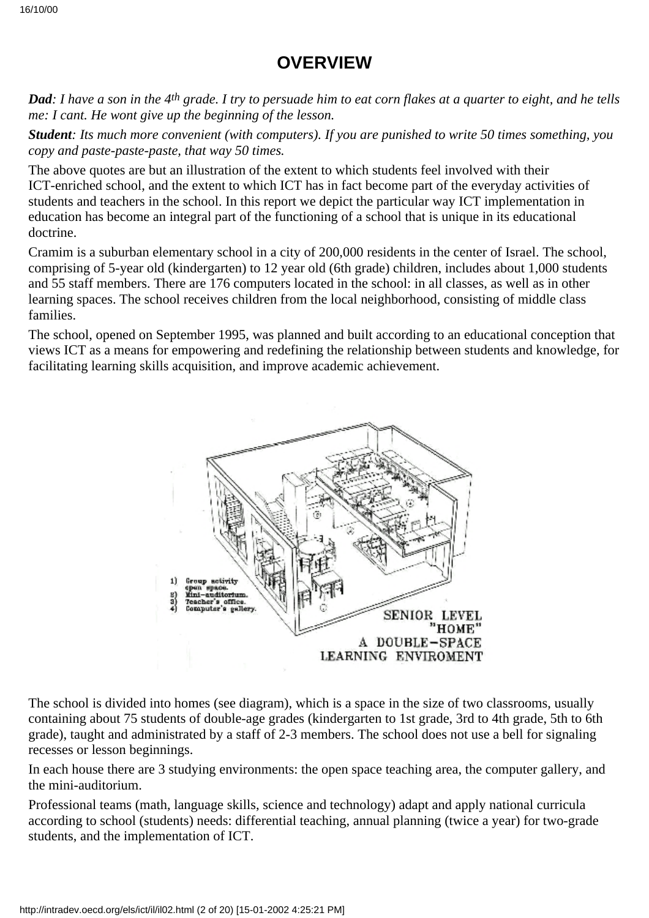# OVERVIEW

***Dad**: I have a son in the 4th grade. I try to persuade him to eat corn flakes at a quarter to eight, and he tells me: I cant. He wont give up the beginning of the lesson.*

***Student**: Its much more convenient (with computers). If you are punished to write 50 times something, you copy and paste-paste-paste, that way 50 times.*

The above quotes are but an illustration of the extent to which students feel involved with their ICT-enriched school, and the extent to which ICT has in fact become part of the everyday activities of students and teachers in the school. In this report we depict the particular way ICT implementation in education has become an integral part of the functioning of a school that is unique in its educational doctrine.

Cramim is a suburban elementary school in a city of 200,000 residents in the center of Israel. The school, comprising of 5-year old (kindergarten) to 12 year old (6th grade) children, includes about 1,000 students and 55 staff members. There are 176 computers located in the school: in all classes, as well as in other learning spaces. The school receives children from the local neighborhood, consisting of middle class families.

The school, opened on September 1995, was planned and built according to an educational conception that views ICT as a means for empowering and redefining the relationship between students and knowledge, for facilitating learning skills acquisition, and improve academic achievement.

1) Group activity open space.
2) Mini-auditorium.
3) Teacher's office.
4) Computer's gallery.

SENIOR LEVEL "HOME" A DOUBLE-SPACE LEARNING ENVIROMENT

The school is divided into homes (see diagram), which is a space in the size of two classrooms, usually containing about 75 students of double-age grades (kindergarten to 1st grade, 3rd to 4th grade, 5th to 6th grade), taught and administrated by a staff of 2-3 members. The school does not use a bell for signaling recesses or lesson beginnings.

In each house there are 3 studying environments: the open space teaching area, the computer gallery, and the mini-auditorium.

Professional teams (math, language skills, science and technology) adapt and apply national curricula according to school (students) needs: differential teaching, annual planning (twice a year) for two-grade students, and the implementation of ICT.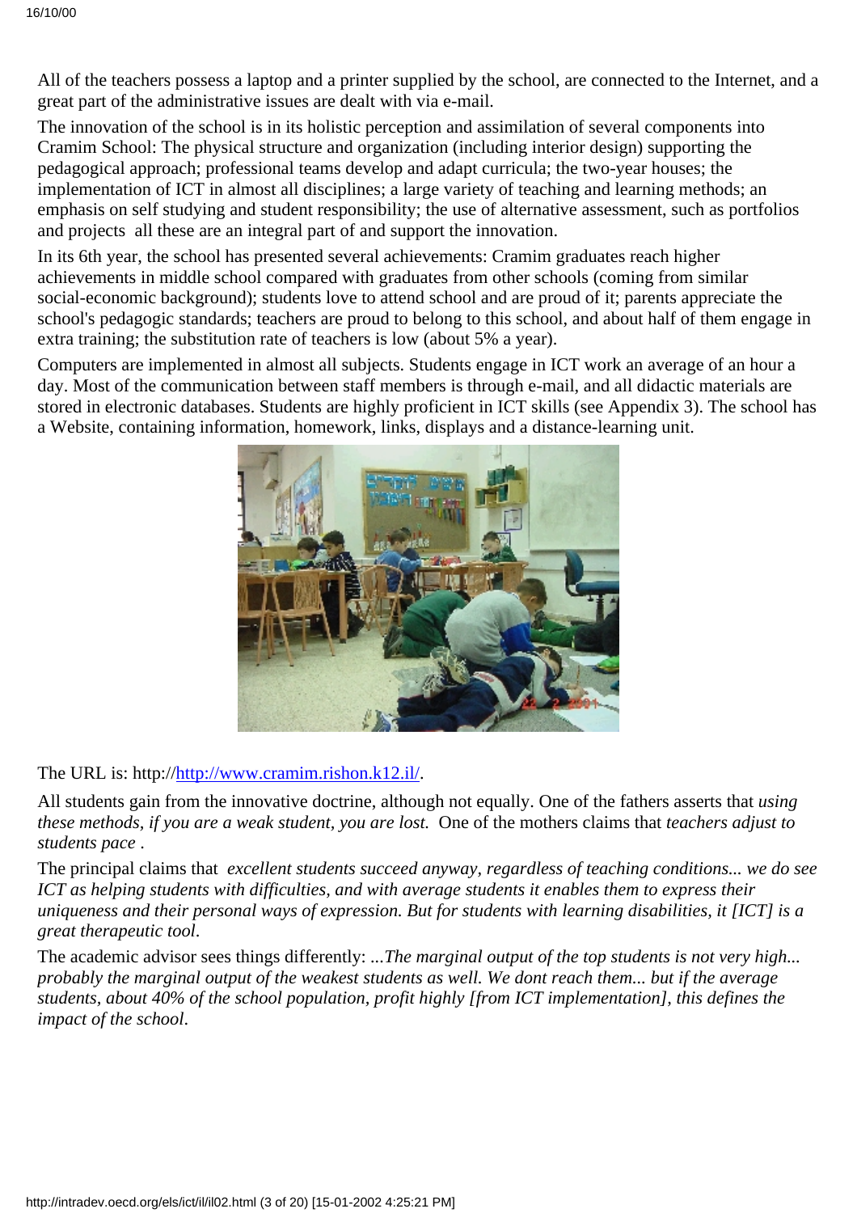All of the teachers possess a laptop and a printer supplied by the school, are connected to the Internet, and a great part of the administrative issues are dealt with via e-mail.

The innovation of the school is in its holistic perception and assimilation of several components into Cramim School: The physical structure and organization (including interior design) supporting the pedagogical approach; professional teams develop and adapt curricula; the two-year houses; the implementation of ICT in almost all disciplines; a large variety of teaching and learning methods; an emphasis on self studying and student responsibility; the use of alternative assessment, such as portfolios and projects  all these are an integral part of and support the innovation.

In its 6th year, the school has presented several achievements: Cramim graduates reach higher achievements in middle school compared with graduates from other schools (coming from similar social-economic background); students love to attend school and are proud of it; parents appreciate the school's pedagogic standards; teachers are proud to belong to this school, and about half of them engage in extra training; the substitution rate of teachers is low (about 5% a year).

Computers are implemented in almost all subjects. Students engage in ICT work an average of an hour a day. Most of the communication between staff members is through e-mail, and all didactic materials are stored in electronic databases. Students are highly proficient in ICT skills (see Appendix 3). The school has a Website, containing information, homework, links, displays and a distance-learning unit.

The URL is: http://[http://www.cramim.rishon.k12.il/](http://www.cramim.rishon.k12.il/).

All students gain from the innovative doctrine, although not equally. One of the fathers asserts that *using these methods, if you are a weak student, you are lost.* One of the mothers claims that *teachers adjust to students pace* .

The principal claims that *excellent students succeed anyway, regardless of teaching conditions... we do see ICT as helping students with difficulties, and with average students it enables them to express their uniqueness and their personal ways of expression. But for students with learning disabilities, it [ICT] is a great therapeutic tool*.

The academic advisor sees things differently: *...The marginal output of the top students is not very high... probably the marginal output of the weakest students as well. We dont reach them... but if the average students, about 40% of the school population, profit highly [from ICT implementation], this defines the impact of the school*.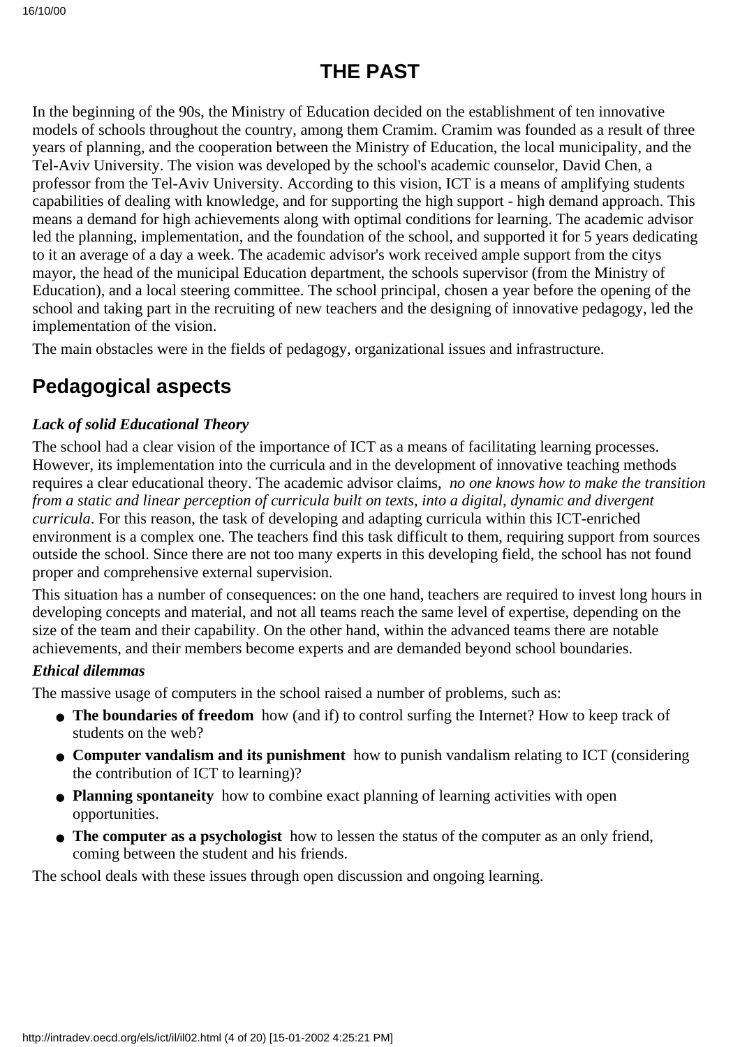# THE PAST

In the beginning of the 90s, the Ministry of Education decided on the establishment of ten innovative models of schools throughout the country, among them Cramim. Cramim was founded as a result of three years of planning, and the cooperation between the Ministry of Education, the local municipality, and the Tel-Aviv University. The vision was developed by the school's academic counselor, David Chen, a professor from the Tel-Aviv University. According to this vision, ICT is a means of amplifying students capabilities of dealing with knowledge, and for supporting the high support - high demand approach. This means a demand for high achievements along with optimal conditions for learning. The academic advisor led the planning, implementation, and the foundation of the school, and supported it for 5 years dedicating to it an average of a day a week. The academic advisor's work received ample support from the citys mayor, the head of the municipal Education department, the schools supervisor (from the Ministry of Education), and a local steering committee. The school principal, chosen a year before the opening of the school and taking part in the recruiting of new teachers and the designing of innovative pedagogy, led the implementation of the vision.

The main obstacles were in the fields of pedagogy, organizational issues and infrastructure.

## Pedagogical aspects

***Lack of solid Educational Theory***

The school had a clear vision of the importance of ICT as a means of facilitating learning processes. However, its implementation into the curricula and in the development of innovative teaching methods requires a clear educational theory. The academic advisor claims, *no one knows how to make the transition from a static and linear perception of curricula built on texts, into a digital, dynamic and divergent curricula*. For this reason, the task of developing and adapting curricula within this ICT-enriched environment is a complex one. The teachers find this task difficult to them, requiring support from sources outside the school. Since there are not too many experts in this developing field, the school has not found proper and comprehensive external supervision.

This situation has a number of consequences: on the one hand, teachers are required to invest long hours in developing concepts and material, and not all teams reach the same level of expertise, depending on the size of the team and their capability. On the other hand, within the advanced teams there are notable achievements, and their members become experts and are demanded beyond school boundaries.

***Ethical dilemmas***

The massive usage of computers in the school raised a number of problems, such as:

- **The boundaries of freedom** how (and if) to control surfing the Internet? How to keep track of students on the web?
- **Computer vandalism and its punishment** how to punish vandalism relating to ICT (considering the contribution of ICT to learning)?
- **Planning spontaneity** how to combine exact planning of learning activities with open opportunities.
- **The computer as a psychologist** how to lessen the status of the computer as an only friend, coming between the student and his friends.

The school deals with these issues through open discussion and ongoing learning.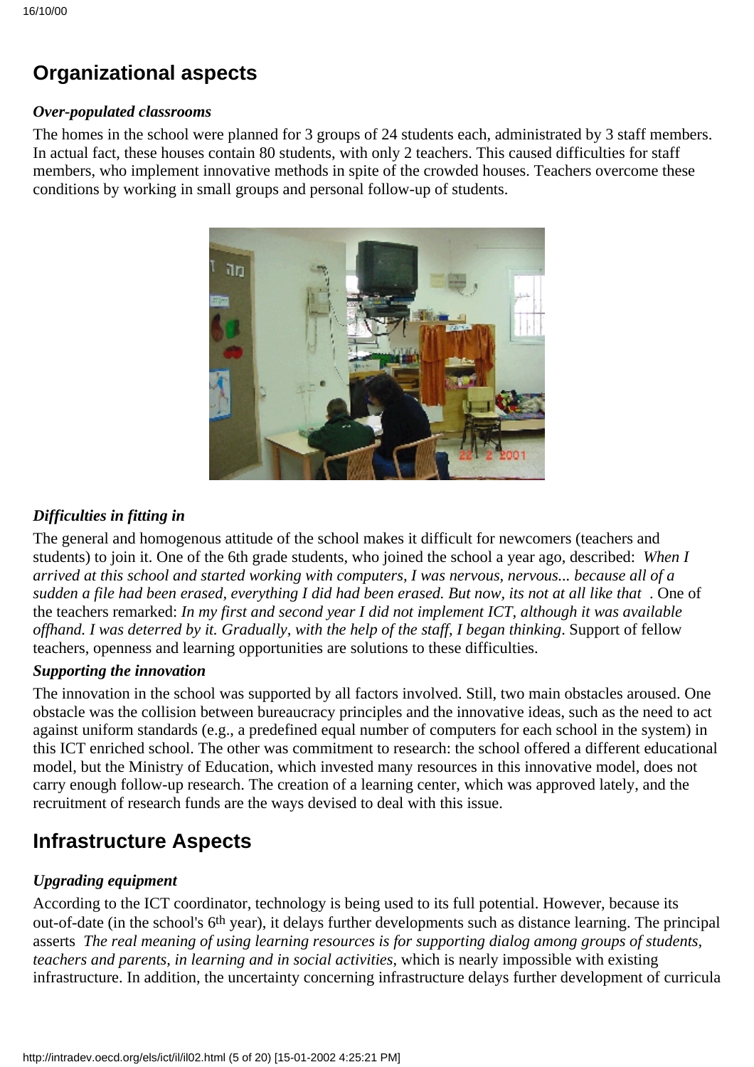## Organizational aspects

***Over-populated classrooms***

The homes in the school were planned for 3 groups of 24 students each, administrated by 3 staff members. In actual fact, these houses contain 80 students, with only 2 teachers. This caused difficulties for staff members, who implement innovative methods in spite of the crowded houses. Teachers overcome these conditions by working in small groups and personal follow-up of students.

***Difficulties in fitting in***

The general and homogenous attitude of the school makes it difficult for newcomers (teachers and students) to join it. One of the 6th grade students, who joined the school a year ago, described: *When I arrived at this school and started working with computers, I was nervous, nervous... because all of a sudden a file had been erased, everything I did had been erased. But now, its not at all like that* . One of the teachers remarked: *In my first and second year I did not implement ICT, although it was available offhand. I was deterred by it. Gradually, with the help of the staff, I began thinking*. Support of fellow teachers, openness and learning opportunities are solutions to these difficulties.

***Supporting the innovation***

The innovation in the school was supported by all factors involved. Still, two main obstacles aroused. One obstacle was the collision between bureaucracy principles and the innovative ideas, such as the need to act against uniform standards (e.g., a predefined equal number of computers for each school in the system) in this ICT enriched school. The other was commitment to research: the school offered a different educational model, but the Ministry of Education, which invested many resources in this innovative model, does not carry enough follow-up research. The creation of a learning center, which was approved lately, and the recruitment of research funds are the ways devised to deal with this issue.

## Infrastructure Aspects

***Upgrading equipment***

According to the ICT coordinator, technology is being used to its full potential. However, because its out-of-date (in the school's 6th year), it delays further developments such as distance learning. The principal asserts *The real meaning of using learning resources is for supporting dialog among groups of students, teachers and parents, in learning and in social activities*, which is nearly impossible with existing infrastructure. In addition, the uncertainty concerning infrastructure delays further development of curricula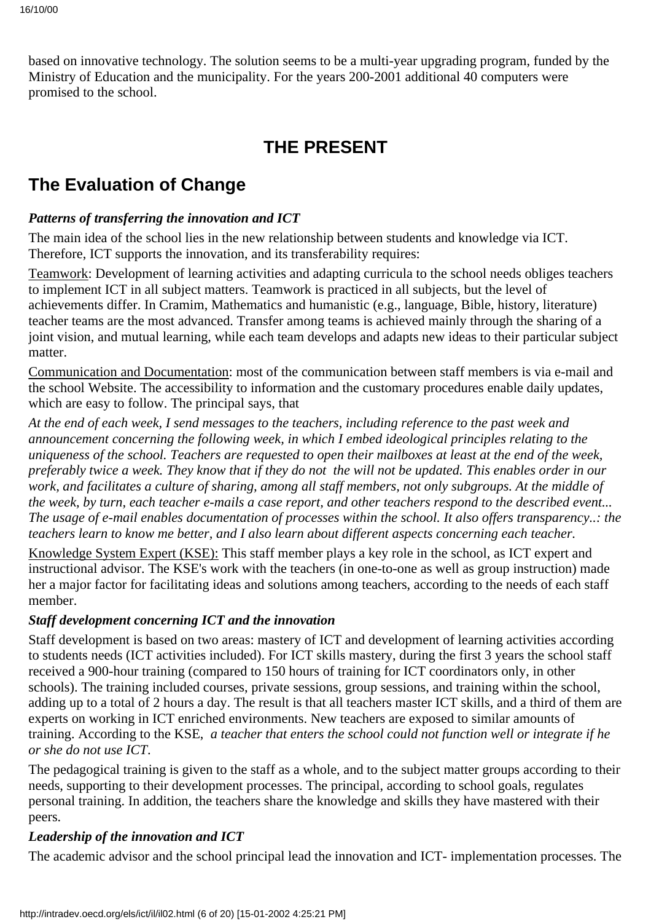based on innovative technology. The solution seems to be a multi-year upgrading program, funded by the Ministry of Education and the municipality. For the years 200-2001 additional 40 computers were promised to the school.

# THE PRESENT

## The Evaluation of Change

***Patterns of transferring the innovation and ICT***

The main idea of the school lies in the new relationship between students and knowledge via ICT. Therefore, ICT supports the innovation, and its transferability requires:

Teamwork: Development of learning activities and adapting curricula to the school needs obliges teachers to implement ICT in all subject matters. Teamwork is practiced in all subjects, but the level of achievements differ. In Cramim, Mathematics and humanistic (e.g., language, Bible, history, literature) teacher teams are the most advanced. Transfer among teams is achieved mainly through the sharing of a joint vision, and mutual learning, while each team develops and adapts new ideas to their particular subject matter.

Communication and Documentation: most of the communication between staff members is via e-mail and the school Website. The accessibility to information and the customary procedures enable daily updates, which are easy to follow. The principal says, that

*At the end of each week, I send messages to the teachers, including reference to the past week and announcement concerning the following week, in which I embed ideological principles relating to the uniqueness of the school. Teachers are requested to open their mailboxes at least at the end of the week, preferably twice a week. They know that if they do not the will not be updated. This enables order in our work, and facilitates a culture of sharing, among all staff members, not only subgroups. At the middle of the week, by turn, each teacher e-mails a case report, and other teachers respond to the described event... The usage of e-mail enables documentation of processes within the school. It also offers transparency..: the teachers learn to know me better, and I also learn about different aspects concerning each teacher.*

Knowledge System Expert (KSE): This staff member plays a key role in the school, as ICT expert and instructional advisor. The KSE's work with the teachers (in one-to-one as well as group instruction) made her a major factor for facilitating ideas and solutions among teachers, according to the needs of each staff member.

***Staff development concerning ICT and the innovation***

Staff development is based on two areas: mastery of ICT and development of learning activities according to students needs (ICT activities included). For ICT skills mastery, during the first 3 years the school staff received a 900-hour training (compared to 150 hours of training for ICT coordinators only, in other schools). The training included courses, private sessions, group sessions, and training within the school, adding up to a total of 2 hours a day. The result is that all teachers master ICT skills, and a third of them are experts on working in ICT enriched environments. New teachers are exposed to similar amounts of training. According to the KSE, *a teacher that enters the school could not function well or integrate if he or she do not use ICT*.

The pedagogical training is given to the staff as a whole, and to the subject matter groups according to their needs, supporting to their development processes. The principal, according to school goals, regulates personal training. In addition, the teachers share the knowledge and skills they have mastered with their peers.

***Leadership of the innovation and ICT***

The academic advisor and the school principal lead the innovation and ICT- implementation processes. The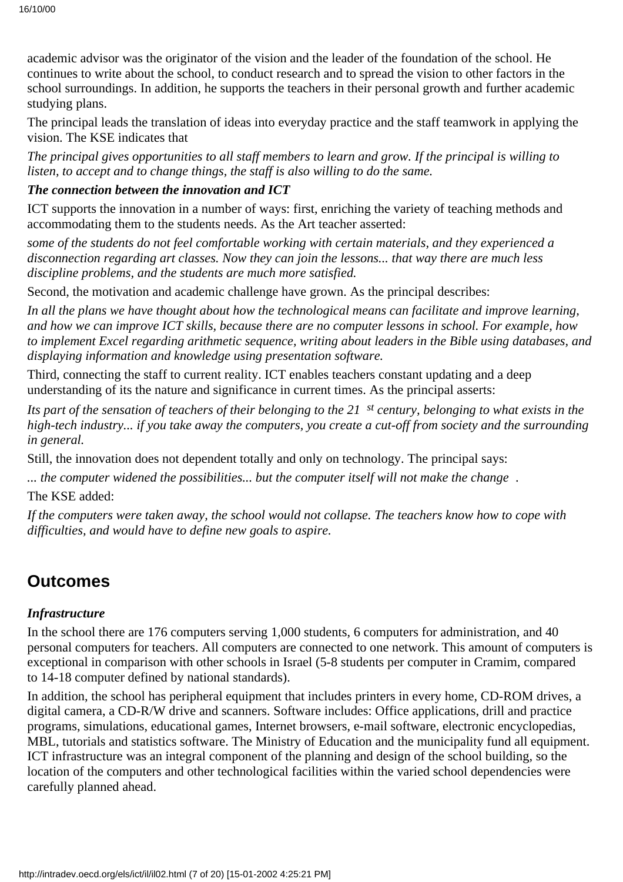academic advisor was the originator of the vision and the leader of the foundation of the school. He continues to write about the school, to conduct research and to spread the vision to other factors in the school surroundings. In addition, he supports the teachers in their personal growth and further academic studying plans.

The principal leads the translation of ideas into everyday practice and the staff teamwork in applying the vision. The KSE indicates that

*The principal gives opportunities to all staff members to learn and grow. If the principal is willing to listen, to accept and to change things, the staff is also willing to do the same.*

***The connection between the innovation and ICT***

ICT supports the innovation in a number of ways: first, enriching the variety of teaching methods and accommodating them to the students needs. As the Art teacher asserted:

*some of the students do not feel comfortable working with certain materials, and they experienced a disconnection regarding art classes. Now they can join the lessons... that way there are much less discipline problems, and the students are much more satisfied.*

Second, the motivation and academic challenge have grown. As the principal describes:

*In all the plans we have thought about how the technological means can facilitate and improve learning, and how we can improve ICT skills, because there are no computer lessons in school. For example, how to implement Excel regarding arithmetic sequence, writing about leaders in the Bible using databases, and displaying information and knowledge using presentation software.*

Third, connecting the staff to current reality. ICT enables teachers constant updating and a deep understanding of its the nature and significance in current times. As the principal asserts:

*Its part of the sensation of teachers of their belonging to the 21 st century, belonging to what exists in the high-tech industry... if you take away the computers, you create a cut-off from society and the surrounding in general.*

Still, the innovation does not dependent totally and only on technology. The principal says:

*... the computer widened the possibilities... but the computer itself will not make the change .*

The KSE added:

*If the computers were taken away, the school would not collapse. The teachers know how to cope with difficulties, and would have to define new goals to aspire.*

## Outcomes

***Infrastructure***

In the school there are 176 computers serving 1,000 students, 6 computers for administration, and 40 personal computers for teachers. All computers are connected to one network. This amount of computers is exceptional in comparison with other schools in Israel (5-8 students per computer in Cramim, compared to 14-18 computer defined by national standards).

In addition, the school has peripheral equipment that includes printers in every home, CD-ROM drives, a digital camera, a CD-R/W drive and scanners. Software includes: Office applications, drill and practice programs, simulations, educational games, Internet browsers, e-mail software, electronic encyclopedias, MBL, tutorials and statistics software. The Ministry of Education and the municipality fund all equipment. ICT infrastructure was an integral component of the planning and design of the school building, so the location of the computers and other technological facilities within the varied school dependencies were carefully planned ahead.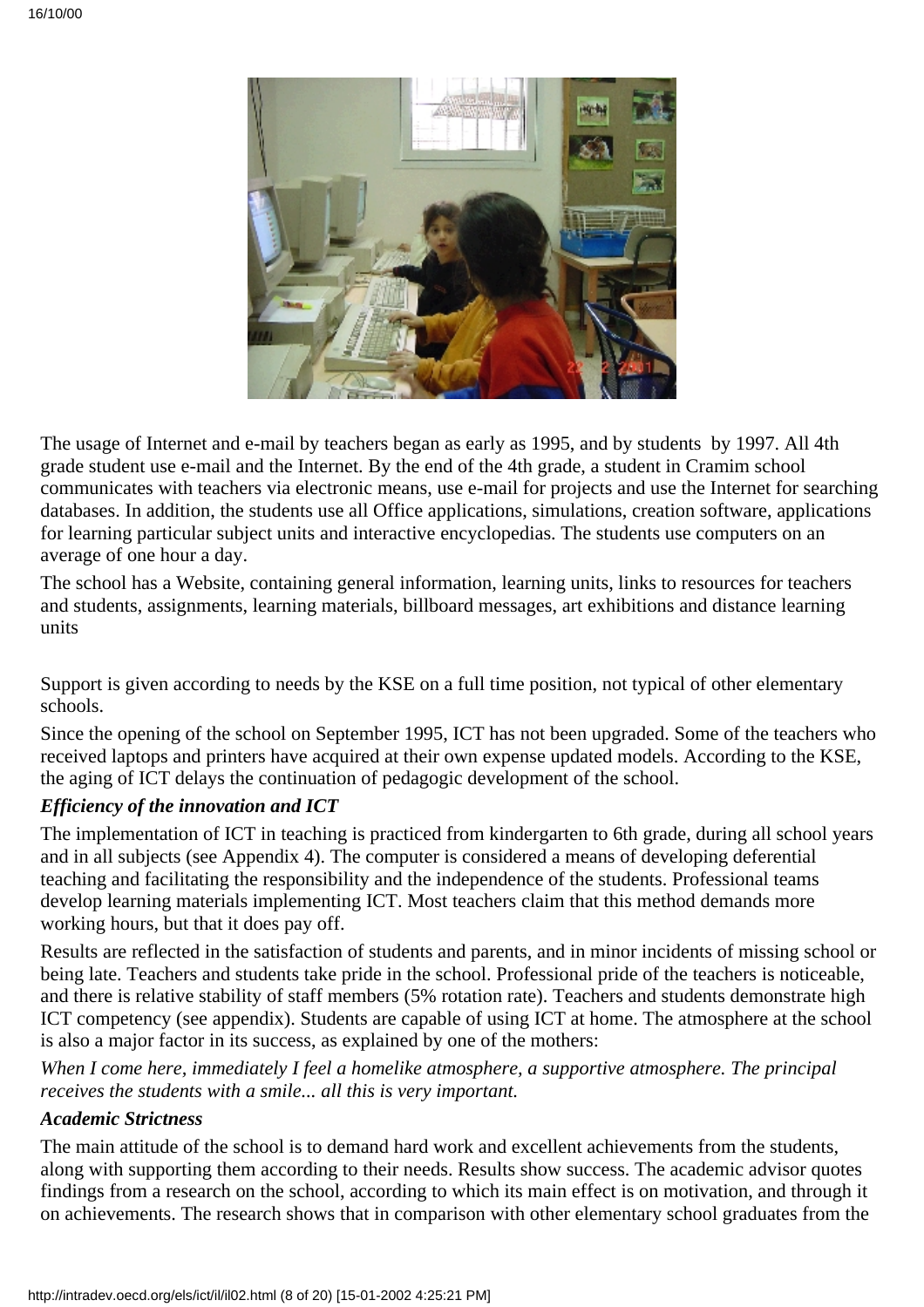The usage of Internet and e-mail by teachers began as early as 1995, and by students by 1997. All 4th grade student use e-mail and the Internet. By the end of the 4th grade, a student in Cramim school communicates with teachers via electronic means, use e-mail for projects and use the Internet for searching databases. In addition, the students use all Office applications, simulations, creation software, applications for learning particular subject units and interactive encyclopedias. The students use computers on an average of one hour a day.

The school has a Website, containing general information, learning units, links to resources for teachers and students, assignments, learning materials, billboard messages, art exhibitions and distance learning units

Support is given according to needs by the KSE on a full time position, not typical of other elementary schools.

Since the opening of the school on September 1995, ICT has not been upgraded. Some of the teachers who received laptops and printers have acquired at their own expense updated models. According to the KSE, the aging of ICT delays the continuation of pedagogic development of the school.

***Efficiency of the innovation and ICT***

The implementation of ICT in teaching is practiced from kindergarten to 6th grade, during all school years and in all subjects (see Appendix 4). The computer is considered a means of developing deferential teaching and facilitating the responsibility and the independence of the students. Professional teams develop learning materials implementing ICT. Most teachers claim that this method demands more working hours, but that it does pay off.

Results are reflected in the satisfaction of students and parents, and in minor incidents of missing school or being late. Teachers and students take pride in the school. Professional pride of the teachers is noticeable, and there is relative stability of staff members (5% rotation rate). Teachers and students demonstrate high ICT competency (see appendix). Students are capable of using ICT at home. The atmosphere at the school is also a major factor in its success, as explained by one of the mothers:

*When I come here, immediately I feel a homelike atmosphere, a supportive atmosphere. The principal receives the students with a smile... all this is very important.*

***Academic Strictness***

The main attitude of the school is to demand hard work and excellent achievements from the students, along with supporting them according to their needs. Results show success. The academic advisor quotes findings from a research on the school, according to which its main effect is on motivation, and through it on achievements. The research shows that in comparison with other elementary school graduates from the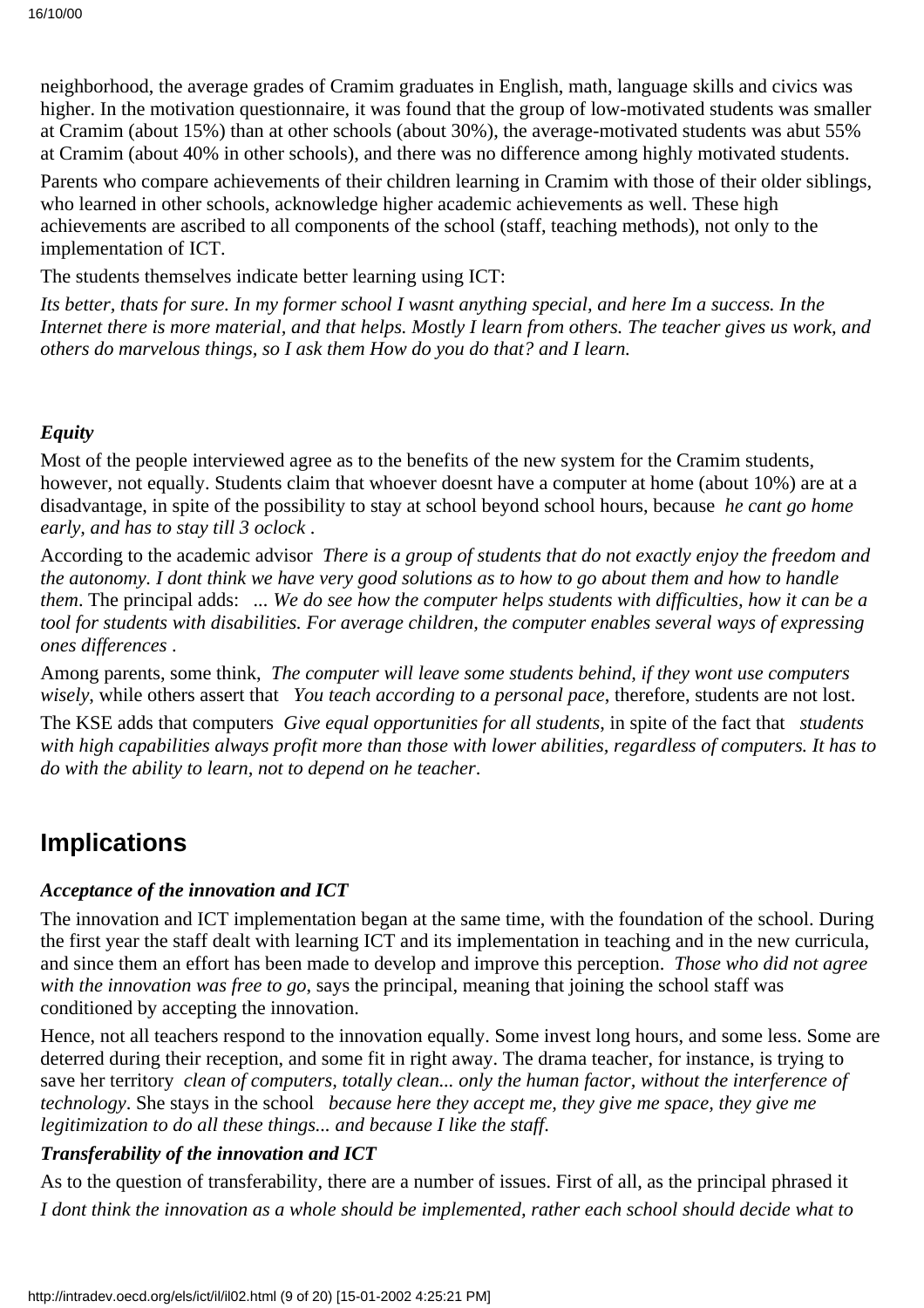neighborhood, the average grades of Cramim graduates in English, math, language skills and civics was higher. In the motivation questionnaire, it was found that the group of low-motivated students was smaller at Cramim (about 15%) than at other schools (about 30%), the average-motivated students was abut 55% at Cramim (about 40% in other schools), and there was no difference among highly motivated students.

Parents who compare achievements of their children learning in Cramim with those of their older siblings, who learned in other schools, acknowledge higher academic achievements as well. These high achievements are ascribed to all components of the school (staff, teaching methods), not only to the implementation of ICT.

The students themselves indicate better learning using ICT:

*Its better, thats for sure. In my former school I wasnt anything special, and here Im a success. In the Internet there is more material, and that helps. Mostly I learn from others. The teacher gives us work, and others do marvelous things, so I ask them How do you do that? and I learn.*

### *Equity*

Most of the people interviewed agree as to the benefits of the new system for the Cramim students, however, not equally. Students claim that whoever doesnt have a computer at home (about 10%) are at a disadvantage, in spite of the possibility to stay at school beyond school hours, because *he cant go home early, and has to stay till 3 oclock* .

According to the academic advisor *There is a group of students that do not exactly enjoy the freedom and the autonomy. I dont think we have very good solutions as to how to go about them and how to handle them*. The principal adds: *... We do see how the computer helps students with difficulties, how it can be a tool for students with disabilities. For average children, the computer enables several ways of expressing ones differences* .

Among parents, some think, *The computer will leave some students behind, if they wont use computers wisely*, while others assert that *You teach according to a personal pace*, therefore, students are not lost.

The KSE adds that computers *Give equal opportunities for all students*, in spite of the fact that *students with high capabilities always profit more than those with lower abilities, regardless of computers. It has to do with the ability to learn, not to depend on he teacher*.

## Implications

### *Acceptance of the innovation and ICT*

The innovation and ICT implementation began at the same time, with the foundation of the school. During the first year the staff dealt with learning ICT and its implementation in teaching and in the new curricula, and since them an effort has been made to develop and improve this perception. *Those who did not agree with the innovation was free to go*, says the principal, meaning that joining the school staff was conditioned by accepting the innovation.

Hence, not all teachers respond to the innovation equally. Some invest long hours, and some less. Some are deterred during their reception, and some fit in right away. The drama teacher, for instance, is trying to save her territory *clean of computers, totally clean... only the human factor, without the interference of technology*. She stays in the school *because here they accept me, they give me space, they give me legitimization to do all these things... and because I like the staff*.

### *Transferability of the innovation and ICT*

As to the question of transferability, there are a number of issues. First of all, as the principal phrased it

*I dont think the innovation as a whole should be implemented, rather each school should decide what to*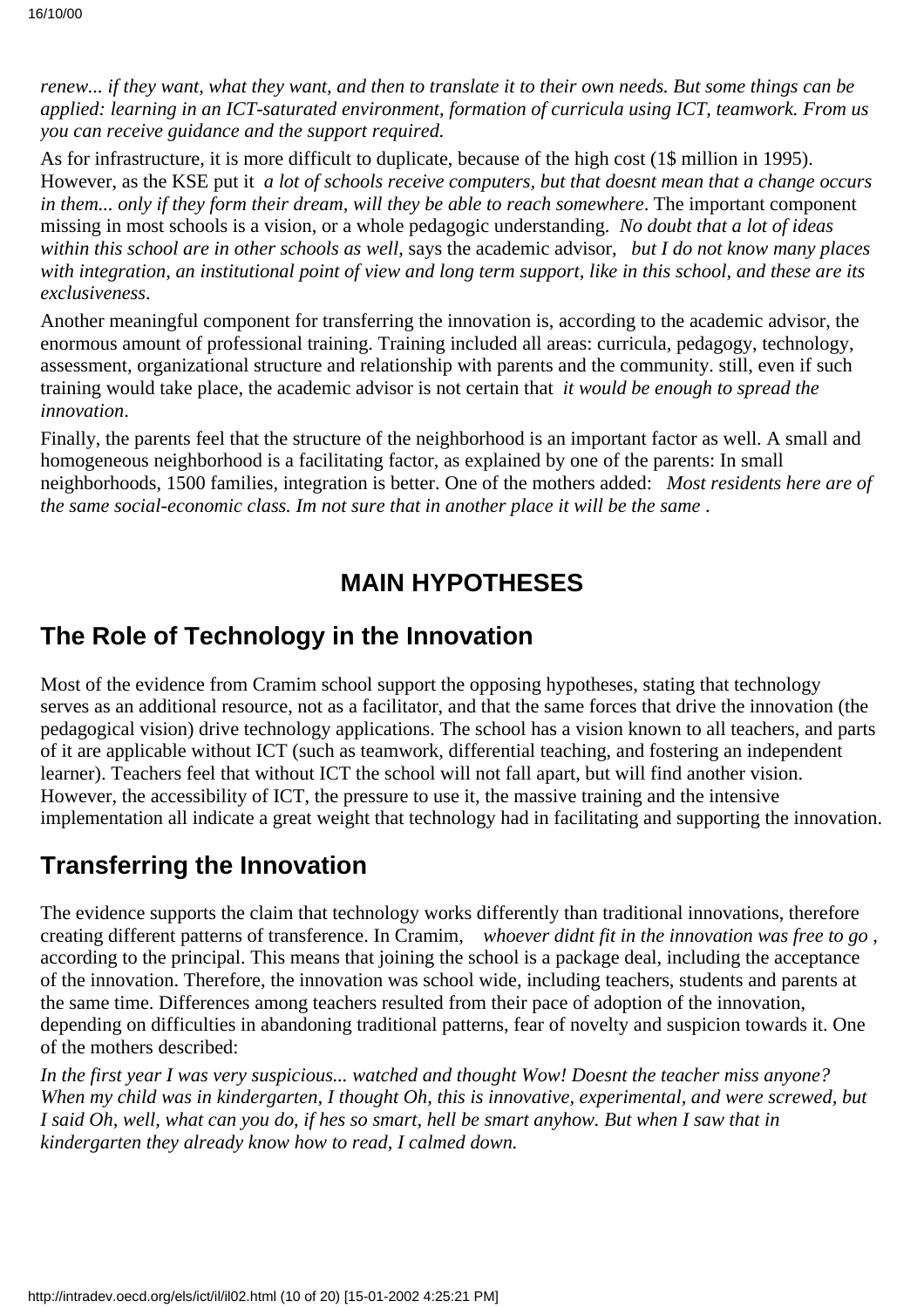*renew... if they want, what they want, and then to translate it to their own needs. But some things can be applied: learning in an ICT-saturated environment, formation of curricula using ICT, teamwork. From us you can receive guidance and the support required.*

As for infrastructure, it is more difficult to duplicate, because of the high cost (1$ million in 1995). However, as the KSE put it *a lot of schools receive computers, but that doesnt mean that a change occurs in them... only if they form their dream, will they be able to reach somewhere*. The important component missing in most schools is a vision, or a whole pedagogic understanding. *No doubt that a lot of ideas within this school are in other schools as well*, says the academic advisor, *but I do not know many places with integration, an institutional point of view and long term support, like in this school, and these are its exclusiveness*.

Another meaningful component for transferring the innovation is, according to the academic advisor, the enormous amount of professional training. Training included all areas: curricula, pedagogy, technology, assessment, organizational structure and relationship with parents and the community. still, even if such training would take place, the academic advisor is not certain that *it would be enough to spread the innovation*.

Finally, the parents feel that the structure of the neighborhood is an important factor as well. A small and homogeneous neighborhood is a facilitating factor, as explained by one of the parents: In small neighborhoods, 1500 families, integration is better. One of the mothers added: *Most residents here are of the same social-economic class. Im not sure that in another place it will be the same* .

# MAIN HYPOTHESES

## The Role of Technology in the Innovation

Most of the evidence from Cramim school support the opposing hypotheses, stating that technology serves as an additional resource, not as a facilitator, and that the same forces that drive the innovation (the pedagogical vision) drive technology applications. The school has a vision known to all teachers, and parts of it are applicable without ICT (such as teamwork, differential teaching, and fostering an independent learner). Teachers feel that without ICT the school will not fall apart, but will find another vision. However, the accessibility of ICT, the pressure to use it, the massive training and the intensive implementation all indicate a great weight that technology had in facilitating and supporting the innovation.

## Transferring the Innovation

The evidence supports the claim that technology works differently than traditional innovations, therefore creating different patterns of transference. In Cramim, *whoever didnt fit in the innovation was free to go* , according to the principal. This means that joining the school is a package deal, including the acceptance of the innovation. Therefore, the innovation was school wide, including teachers, students and parents at the same time. Differences among teachers resulted from their pace of adoption of the innovation, depending on difficulties in abandoning traditional patterns, fear of novelty and suspicion towards it. One of the mothers described:

*In the first year I was very suspicious... watched and thought Wow! Doesnt the teacher miss anyone? When my child was in kindergarten, I thought Oh, this is innovative, experimental, and were screwed, but I said Oh, well, what can you do, if hes so smart, hell be smart anyhow. But when I saw that in kindergarten they already know how to read, I calmed down.*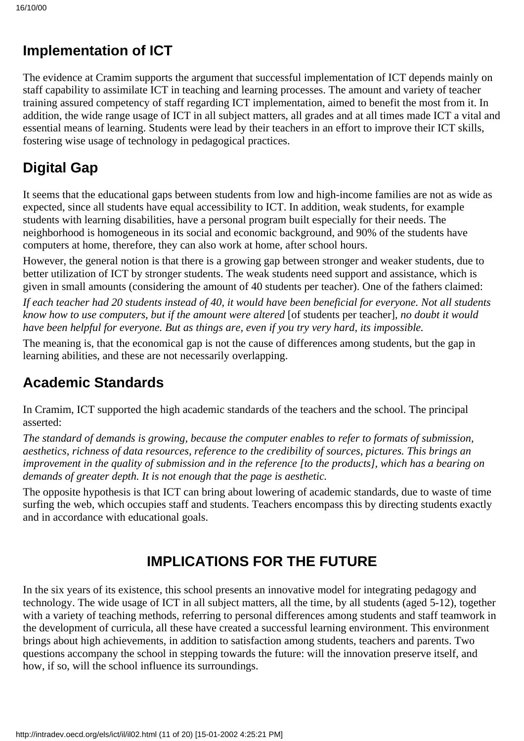## Implementation of ICT

The evidence at Cramim supports the argument that successful implementation of ICT depends mainly on staff capability to assimilate ICT in teaching and learning processes. The amount and variety of teacher training assured competency of staff regarding ICT implementation, aimed to benefit the most from it. In addition, the wide range usage of ICT in all subject matters, all grades and at all times made ICT a vital and essential means of learning. Students were lead by their teachers in an effort to improve their ICT skills, fostering wise usage of technology in pedagogical practices.

## Digital Gap

It seems that the educational gaps between students from low and high-income families are not as wide as expected, since all students have equal accessibility to ICT. In addition, weak students, for example students with learning disabilities, have a personal program built especially for their needs. The neighborhood is homogeneous in its social and economic background, and 90% of the students have computers at home, therefore, they can also work at home, after school hours.

However, the general notion is that there is a growing gap between stronger and weaker students, due to better utilization of ICT by stronger students. The weak students need support and assistance, which is given in small amounts (considering the amount of 40 students per teacher). One of the fathers claimed:

*If each teacher had 20 students instead of 40, it would have been beneficial for everyone. Not all students know how to use computers, but if the amount were altered* [of students per teacher], *no doubt it would have been helpful for everyone. But as things are, even if you try very hard, its impossible.*

The meaning is, that the economical gap is not the cause of differences among students, but the gap in learning abilities, and these are not necessarily overlapping.

## Academic Standards

In Cramim, ICT supported the high academic standards of the teachers and the school. The principal asserted:

*The standard of demands is growing, because the computer enables to refer to formats of submission, aesthetics, richness of data resources, reference to the credibility of sources, pictures. This brings an improvement in the quality of submission and in the reference [to the products], which has a bearing on demands of greater depth. It is not enough that the page is aesthetic.*

The opposite hypothesis is that ICT can bring about lowering of academic standards, due to waste of time surfing the web, which occupies staff and students. Teachers encompass this by directing students exactly and in accordance with educational goals.

# IMPLICATIONS FOR THE FUTURE

In the six years of its existence, this school presents an innovative model for integrating pedagogy and technology. The wide usage of ICT in all subject matters, all the time, by all students (aged 5-12), together with a variety of teaching methods, referring to personal differences among students and staff teamwork in the development of curricula, all these have created a successful learning environment. This environment brings about high achievements, in addition to satisfaction among students, teachers and parents. Two questions accompany the school in stepping towards the future: will the innovation preserve itself, and how, if so, will the school influence its surroundings.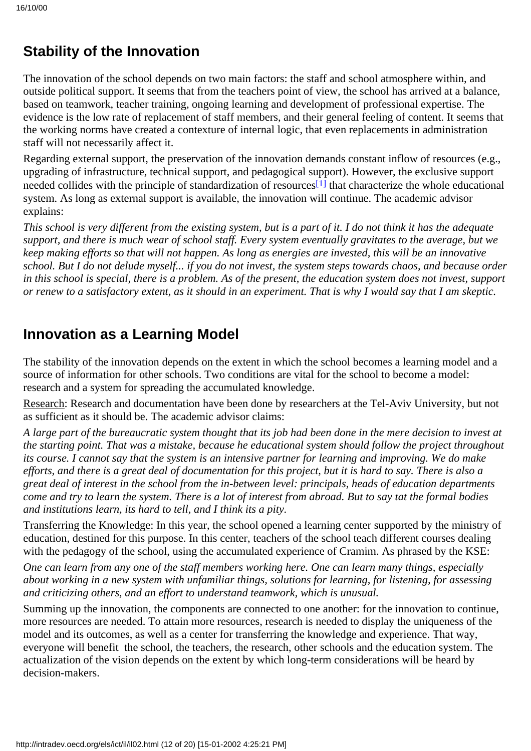## Stability of the Innovation

The innovation of the school depends on two main factors: the staff and school atmosphere within, and outside political support. It seems that from the teachers point of view, the school has arrived at a balance, based on teamwork, teacher training, ongoing learning and development of professional expertise. The evidence is the low rate of replacement of staff members, and their general feeling of content. It seems that the working norms have created a contexture of internal logic, that even replacements in administration staff will not necessarily affect it.

Regarding external support, the preservation of the innovation demands constant inflow of resources (e.g., upgrading of infrastructure, technical support, and pedagogical support). However, the exclusive support needed collides with the principle of standardization of resources[1] that characterize the whole educational system. As long as external support is available, the innovation will continue. The academic advisor explains:

*This school is very different from the existing system, but is a part of it. I do not think it has the adequate support, and there is much wear of school staff. Every system eventually gravitates to the average, but we keep making efforts so that will not happen. As long as energies are invested, this will be an innovative school. But I do not delude myself... if you do not invest, the system steps towards chaos, and because order in this school is special, there is a problem. As of the present, the education system does not invest, support or renew to a satisfactory extent, as it should in an experiment. That is why I would say that I am skeptic.*

## Innovation as a Learning Model

The stability of the innovation depends on the extent in which the school becomes a learning model and a source of information for other schools. Two conditions are vital for the school to become a model: research and a system for spreading the accumulated knowledge.

Research: Research and documentation have been done by researchers at the Tel-Aviv University, but not as sufficient as it should be. The academic advisor claims:

*A large part of the bureaucratic system thought that its job had been done in the mere decision to invest at the starting point. That was a mistake, because he educational system should follow the project throughout its course. I cannot say that the system is an intensive partner for learning and improving. We do make efforts, and there is a great deal of documentation for this project, but it is hard to say. There is also a great deal of interest in the school from the in-between level: principals, heads of education departments come and try to learn the system. There is a lot of interest from abroad. But to say tat the formal bodies and institutions learn, its hard to tell, and I think its a pity.*

Transferring the Knowledge: In this year, the school opened a learning center supported by the ministry of education, destined for this purpose. In this center, teachers of the school teach different courses dealing with the pedagogy of the school, using the accumulated experience of Cramim. As phrased by the KSE:

*One can learn from any one of the staff members working here. One can learn many things, especially about working in a new system with unfamiliar things, solutions for learning, for listening, for assessing and criticizing others, and an effort to understand teamwork, which is unusual.*

Summing up the innovation, the components are connected to one another: for the innovation to continue, more resources are needed. To attain more resources, research is needed to display the uniqueness of the model and its outcomes, as well as a center for transferring the knowledge and experience. That way, everyone will benefit the school, the teachers, the research, other schools and the education system. The actualization of the vision depends on the extent by which long-term considerations will be heard by decision-makers.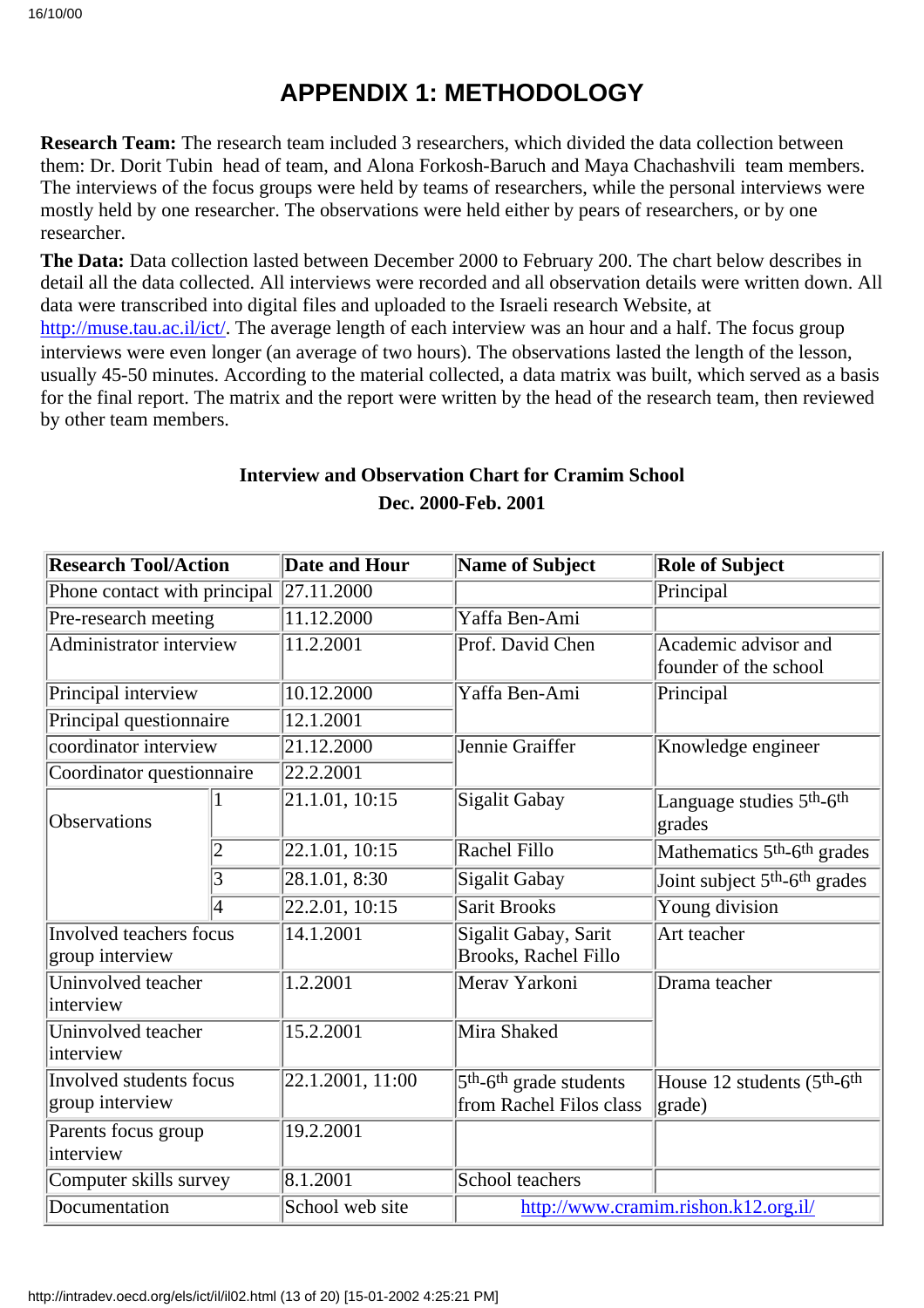# APPENDIX 1: METHODOLOGY

**Research Team:** The research team included 3 researchers, which divided the data collection between them: Dr. Dorit Tubin head of team, and Alona Forkosh-Baruch and Maya Chachashvili team members. The interviews of the focus groups were held by teams of researchers, while the personal interviews were mostly held by one researcher. The observations were held either by pears of researchers, or by one researcher.

**The Data:** Data collection lasted between December 2000 to February 200. The chart below describes in detail all the data collected. All interviews were recorded and all observation details were written down. All data were transcribed into digital files and uploaded to the Israeli research Website, at http://muse.tau.ac.il/ict/. The average length of each interview was an hour and a half. The focus group interviews were even longer (an average of two hours). The observations lasted the length of the lesson, usually 45-50 minutes. According to the material collected, a data matrix was built, which served as a basis for the final report. The matrix and the report were written by the head of the research team, then reviewed by other team members.

**Interview and Observation Chart for Cramim School**

**Dec. 2000-Feb. 2001**

| Research Tool/Action | | Date and Hour | Name of Subject | Role of Subject |
|---|---|---|---|---|
| Phone contact with principal | | 27.11.2000 | | Principal |
| Pre-research meeting | | 11.12.2000 | Yaffa Ben-Ami | |
| Administrator interview | | 11.2.2001 | Prof. David Chen | Academic advisor and founder of the school |
| Principal interview | | 10.12.2000 | Yaffa Ben-Ami | Principal |
| Principal questionnaire | | 12.1.2001 | | |
| coordinator interview | | 21.12.2000 | Jennie Graiffer | Knowledge engineer |
| Coordinator questionnaire | | 22.2.2001 | | |
| Observations | 1 | 21.1.01, 10:15 | Sigalit Gabay | Language studies 5th-6th grades |
| | 2 | 22.1.01, 10:15 | Rachel Fillo | Mathematics 5th-6th grades |
| | 3 | 28.1.01, 8:30 | Sigalit Gabay | Joint subject 5th-6th grades |
| | 4 | 22.2.01, 10:15 | Sarit Brooks | Young division |
| Involved teachers focus group interview | | 14.1.2001 | Sigalit Gabay, Sarit Brooks, Rachel Fillo | Art teacher |
| Uninvolved teacher interview | | 1.2.2001 | Merav Yarkoni | Drama teacher |
| Uninvolved teacher interview | | 15.2.2001 | Mira Shaked | |
| Involved students focus group interview | | 22.1.2001, 11:00 | 5th-6th grade students from Rachel Filos class | House 12 students (5th-6th grade) |
| Parents focus group interview | | 19.2.2001 | | |
| Computer skills survey | | 8.1.2001 | School teachers | |
| Documentation | | School web site | http://www.cramim.rishon.k12.org.il/ | |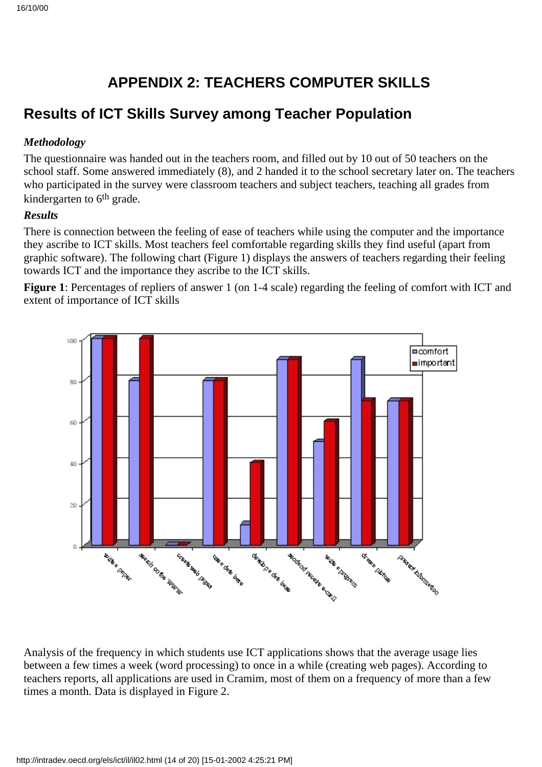# APPENDIX 2: TEACHERS COMPUTER SKILLS

## Results of ICT Skills Survey among Teacher Population

### *Methodology*

The questionnaire was handed out in the teachers room, and filled out by 10 out of 50 teachers on the school staff. Some answered immediately (8), and 2 handed it to the school secretary later on. The teachers who participated in the survey were classroom teachers and subject teachers, teaching all grades from kindergarten to 6th grade.

### *Results*

There is connection between the feeling of ease of teachers while using the computer and the importance they ascribe to ICT skills. Most teachers feel comfortable regarding skills they find useful (apart from graphic software). The following chart (Figure 1) displays the answers of teachers regarding their feeling towards ICT and the importance they ascribe to the ICT skills.

**Figure 1**: Percentages of repliers of answer 1 (on 1-4 scale) regarding the feeling of comfort with ICT and extent of importance of ICT skills

Analysis of the frequency in which students use ICT applications shows that the average usage lies between a few times a week (word processing) to once in a while (creating web pages). According to teachers reports, all applications are used in Cramim, most of them on a frequency of more than a few times a month. Data is displayed in Figure 2.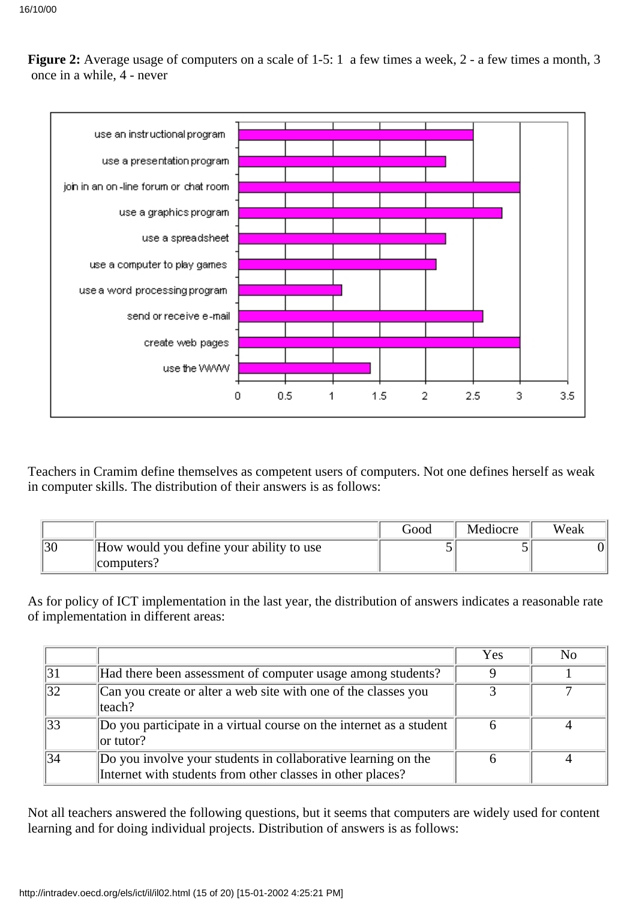**Figure 2:** Average usage of computers on a scale of 1-5: 1 a few times a week, 2 - a few times a month, 3 once in a while, 4 - never

Teachers in Cramim define themselves as competent users of computers. Not one defines herself as weak in computer skills. The distribution of their answers is as follows:

| | | Good | Mediocre | Weak |
|---|---|---|---|---|
| 30 | How would you define your ability to use computers? | 5 | 5 | 0 |

As for policy of ICT implementation in the last year, the distribution of answers indicates a reasonable rate of implementation in different areas:

| | | Yes | No |
|---|---|---|---|
| 31 | Had there been assessment of computer usage among students? | 9 | 1 |
| 32 | Can you create or alter a web site with one of the classes you teach? | 3 | 7 |
| 33 | Do you participate in a virtual course on the internet as a student or tutor? | 6 | 4 |
| 34 | Do you involve your students in collaborative learning on the Internet with students from other classes in other places? | 6 | 4 |

Not all teachers answered the following questions, but it seems that computers are widely used for content learning and for doing individual projects. Distribution of answers is as follows: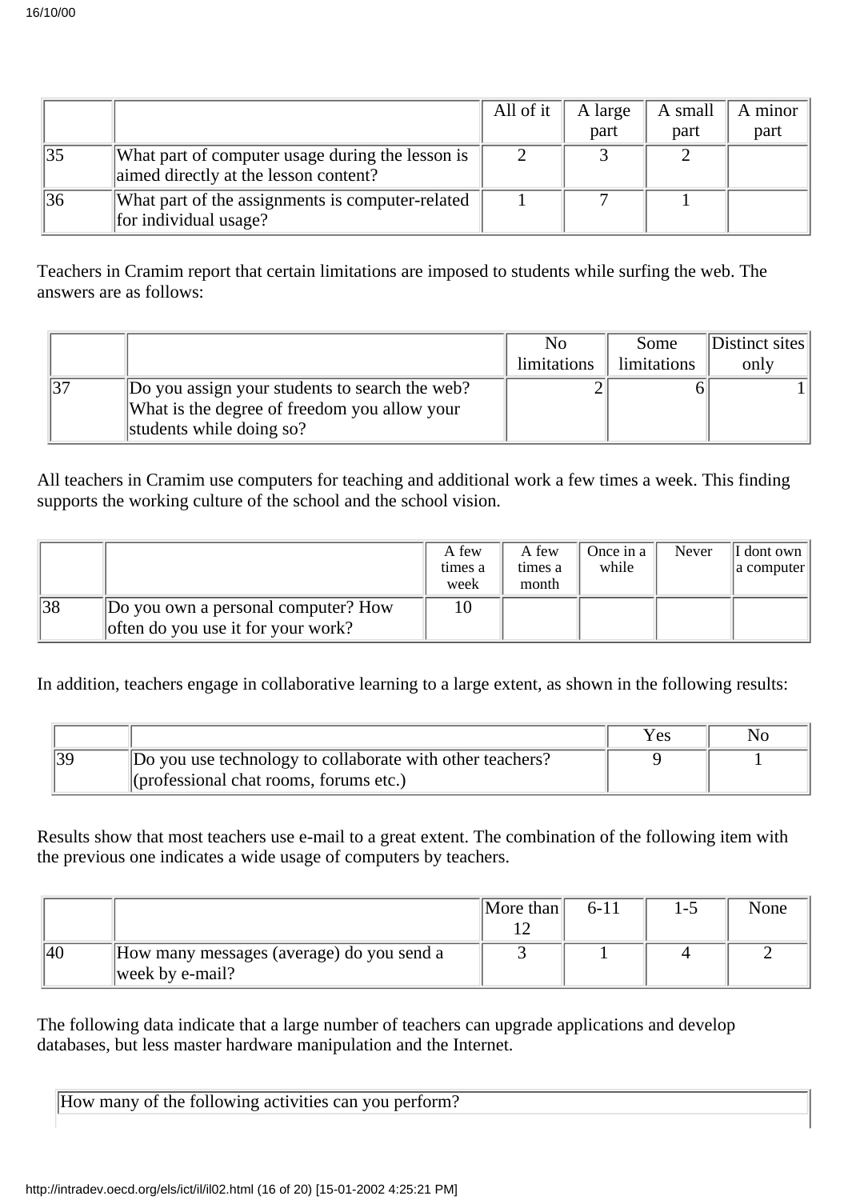| | | All of it | A large part | A small part | A minor part |
|---|---|---|---|---|---|
| 35 | What part of computer usage during the lesson is aimed directly at the lesson content? | 2 | 3 | 2 | |
| 36 | What part of the assignments is computer-related for individual usage? | 1 | 7 | 1 | |

Teachers in Cramim report that certain limitations are imposed to students while surfing the web. The answers are as follows:

| | | No limitations | Some limitations | Distinct sites only |
|---|---|---|---|---|
| 37 | Do you assign your students to search the web? What is the degree of freedom you allow your students while doing so? | 2 | 6 | 1 |

All teachers in Cramim use computers for teaching and additional work a few times a week. This finding supports the working culture of the school and the school vision.

| | | A few times a week | A few times a month | Once in a while | Never | I dont own a computer |
|---|---|---|---|---|---|---|
| 38 | Do you own a personal computer? How often do you use it for your work? | 10 | | | | |

In addition, teachers engage in collaborative learning to a large extent, as shown in the following results:

| | | Yes | No |
|---|---|---|---|
| 39 | Do you use technology to collaborate with other teachers? (professional chat rooms, forums etc.) | 9 | 1 |

Results show that most teachers use e-mail to a great extent. The combination of the following item with the previous one indicates a wide usage of computers by teachers.

| | | More than 12 | 6-11 | 1-5 | None |
|---|---|---|---|---|---|
| 40 | How many messages (average) do you send a week by e-mail? | 3 | 1 | 4 | 2 |

The following data indicate that a large number of teachers can upgrade applications and develop databases, but less master hardware manipulation and the Internet.

| How many of the following activities can you perform? |
|---|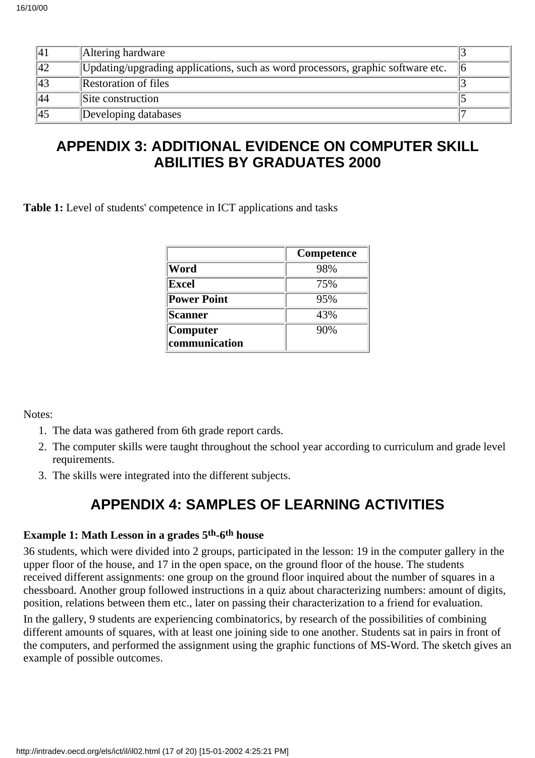| 41 | Altering hardware | 3 |
|---|---|---|
| 42 | Updating/upgrading applications, such as word processors, graphic software etc. | 6 |
| 43 | Restoration of files | 3 |
| 44 | Site construction | 5 |
| 45 | Developing databases | 7 |

## APPENDIX 3: ADDITIONAL EVIDENCE ON COMPUTER SKILL ABILITIES BY GRADUATES 2000

**Table 1:** Level of students' competence in ICT applications and tasks

| | Competence |
|---|---|
| **Word** | 98% |
| **Excel** | 75% |
| **Power Point** | 95% |
| **Scanner** | 43% |
| **Computer communication** | 90% |

Notes:

1. The data was gathered from 6th grade report cards.
2. The computer skills were taught throughout the school year according to curriculum and grade level requirements.
3. The skills were integrated into the different subjects.

## APPENDIX 4: SAMPLES OF LEARNING ACTIVITIES

**Example 1: Math Lesson in a grades 5th-6th house**

36 students, which were divided into 2 groups, participated in the lesson: 19 in the computer gallery in the upper floor of the house, and 17 in the open space, on the ground floor of the house. The students received different assignments: one group on the ground floor inquired about the number of squares in a chessboard. Another group followed instructions in a quiz about characterizing numbers: amount of digits, position, relations between them etc., later on passing their characterization to a friend for evaluation.

In the gallery, 9 students are experiencing combinatorics, by research of the possibilities of combining different amounts of squares, with at least one joining side to one another. Students sat in pairs in front of the computers, and performed the assignment using the graphic functions of MS-Word. The sketch gives an example of possible outcomes.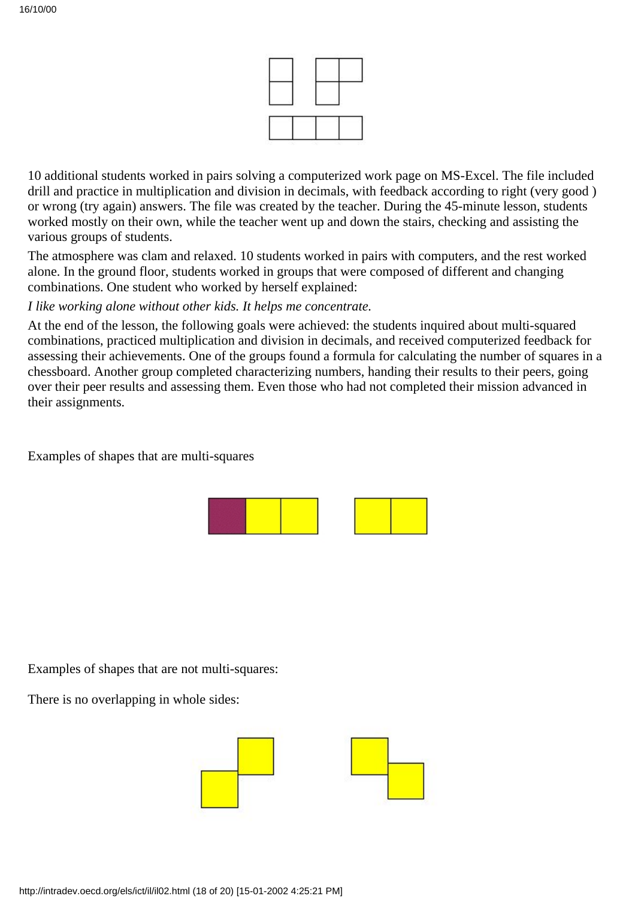10 additional students worked in pairs solving a computerized work page on MS-Excel. The file included drill and practice in multiplication and division in decimals, with feedback according to right (very good ) or wrong (try again) answers. The file was created by the teacher. During the 45-minute lesson, students worked mostly on their own, while the teacher went up and down the stairs, checking and assisting the various groups of students.

The atmosphere was clam and relaxed. 10 students worked in pairs with computers, and the rest worked alone. In the ground floor, students worked in groups that were composed of different and changing combinations. One student who worked by herself explained:

*I like working alone without other kids. It helps me concentrate.*

At the end of the lesson, the following goals were achieved: the students inquired about multi-squared combinations, practiced multiplication and division in decimals, and received computerized feedback for assessing their achievements. One of the groups found a formula for calculating the number of squares in a chessboard. Another group completed characterizing numbers, handing their results to their peers, going over their peer results and assessing them. Even those who had not completed their mission advanced in their assignments.

Examples of shapes that are multi-squares

Examples of shapes that are not multi-squares:

There is no overlapping in whole sides: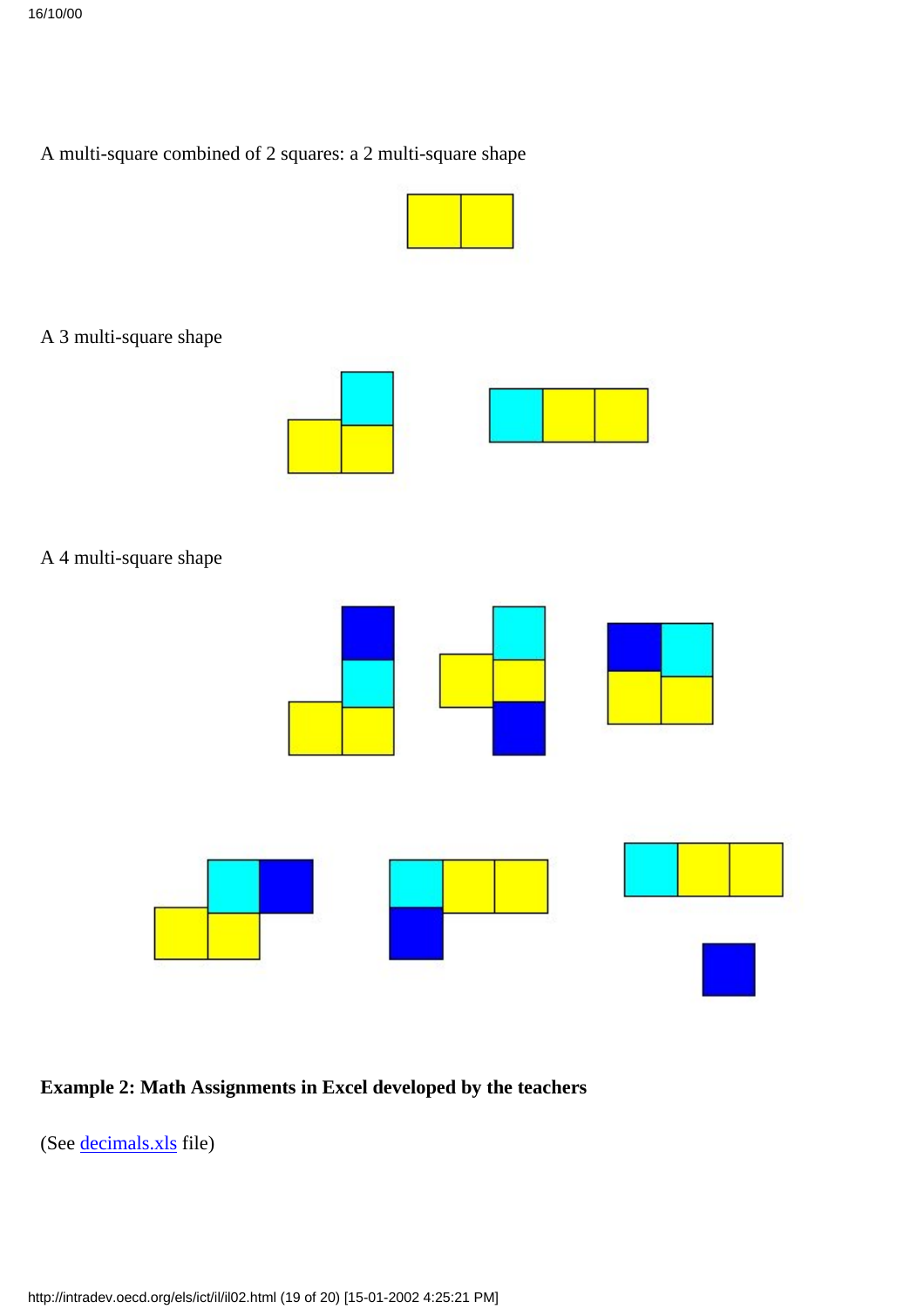A multi-square combined of 2 squares: a 2 multi-square shape

A 3 multi-square shape

A 4 multi-square shape

**Example 2: Math Assignments in Excel developed by the teachers**

(See decimals.xls file)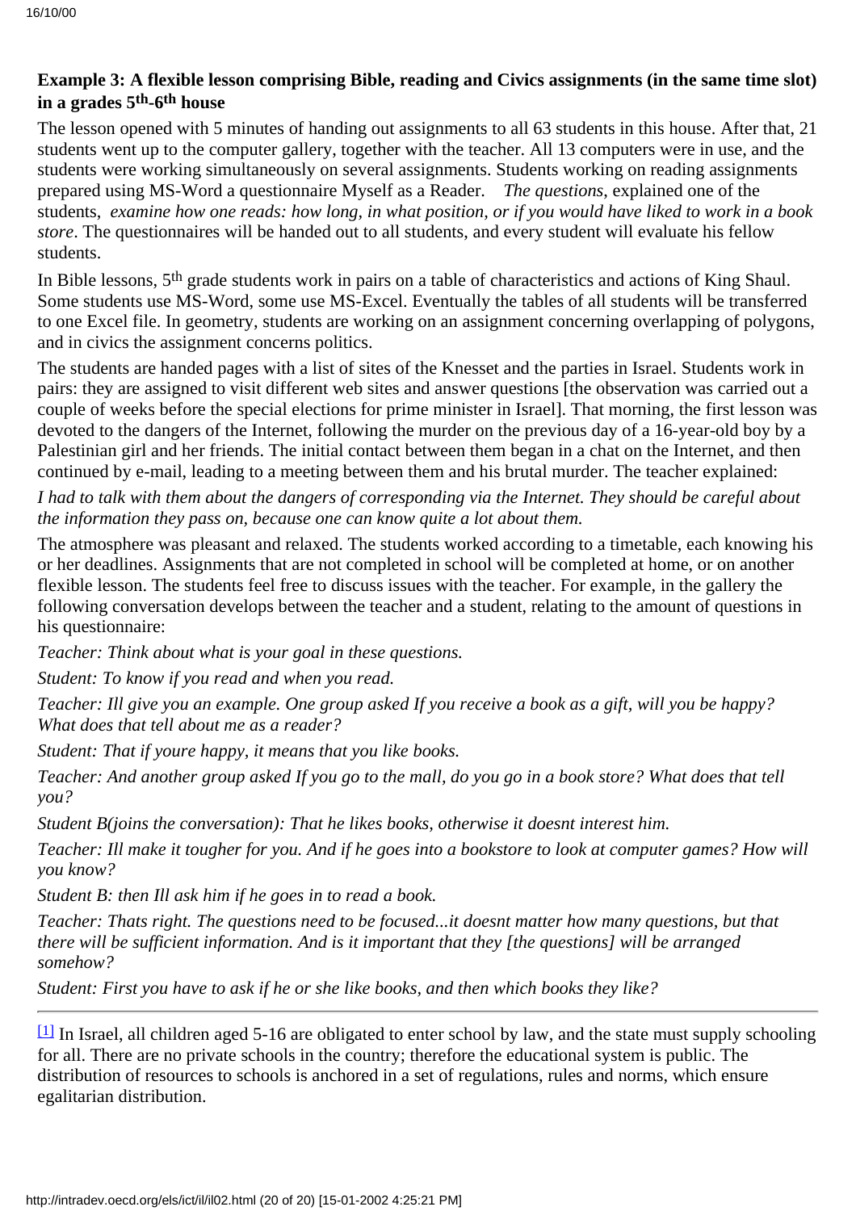**Example 3: A flexible lesson comprising Bible, reading and Civics assignments (in the same time slot) in a grades 5th-6th house**

The lesson opened with 5 minutes of handing out assignments to all 63 students in this house. After that, 21 students went up to the computer gallery, together with the teacher. All 13 computers were in use, and the students were working simultaneously on several assignments. Students working on reading assignments prepared using MS-Word a questionnaire Myself as a Reader.   *The questions*, explained one of the students,  *examine how one reads: how long, in what position, or if you would have liked to work in a book store*. The questionnaires will be handed out to all students, and every student will evaluate his fellow students.

In Bible lessons, 5th grade students work in pairs on a table of characteristics and actions of King Shaul. Some students use MS-Word, some use MS-Excel. Eventually the tables of all students will be transferred to one Excel file. In geometry, students are working on an assignment concerning overlapping of polygons, and in civics the assignment concerns politics.

The students are handed pages with a list of sites of the Knesset and the parties in Israel. Students work in pairs: they are assigned to visit different web sites and answer questions [the observation was carried out a couple of weeks before the special elections for prime minister in Israel]. That morning, the first lesson was devoted to the dangers of the Internet, following the murder on the previous day of a 16-year-old boy by a Palestinian girl and her friends. The initial contact between them began in a chat on the Internet, and then continued by e-mail, leading to a meeting between them and his brutal murder. The teacher explained:

*I had to talk with them about the dangers of corresponding via the Internet. They should be careful about the information they pass on, because one can know quite a lot about them.*

The atmosphere was pleasant and relaxed. The students worked according to a timetable, each knowing his or her deadlines. Assignments that are not completed in school will be completed at home, or on another flexible lesson. The students feel free to discuss issues with the teacher. For example, in the gallery the following conversation develops between the teacher and a student, relating to the amount of questions in his questionnaire:

*Teacher: Think about what is your goal in these questions.*

*Student: To know if you read and when you read.*

*Teacher: Ill give you an example. One group asked If you receive a book as a gift, will you be happy? What does that tell about me as a reader?*

*Student: That if youre happy, it means that you like books.*

*Teacher: And another group asked If you go to the mall, do you go in a book store? What does that tell you?*

*Student B(joins the conversation): That he likes books, otherwise it doesnt interest him.*

*Teacher: Ill make it tougher for you. And if he goes into a bookstore to look at computer games? How will you know?*

*Student B: then Ill ask him if he goes in to read a book.*

*Teacher: Thats right. The questions need to be focused...it doesnt matter how many questions, but that there will be sufficient information. And is it important that they [the questions] will be arranged somehow?*

*Student: First you have to ask if he or she like books, and then which books they like?*

---

[1] In Israel, all children aged 5-16 are obligated to enter school by law, and the state must supply schooling for all. There are no private schools in the country; therefore the educational system is public. The distribution of resources to schools is anchored in a set of regulations, rules and norms, which ensure egalitarian distribution.